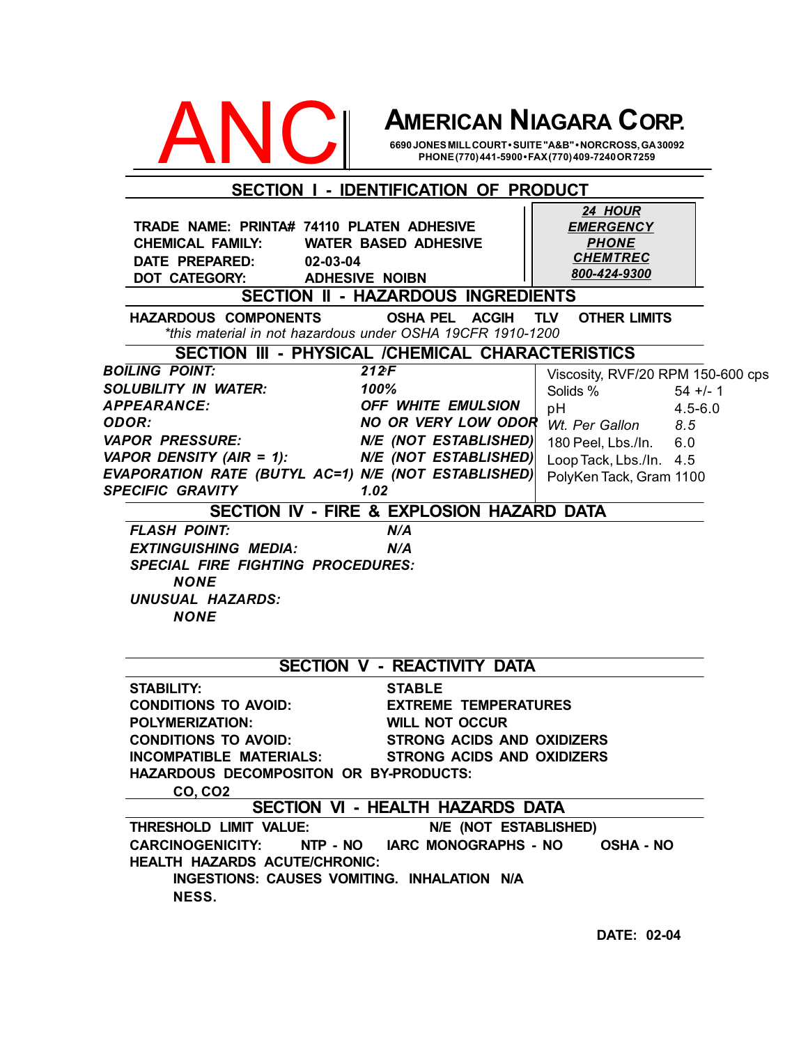# ANC | AMERICAN NIAGARA CORP.

6690 JONES MILL COURT • SUITE "A&B" • NORCROSS, GA 30092
PHONE (770) 441-5900 • FAX (770) 409-7240 OR 7259

## SECTION I - IDENTIFICATION OF PRODUCT

**TRADE NAME:** PRINTA# 74110 PLATEN ADHESIVE
**CHEMICAL FAMILY:** WATER BASED ADHESIVE
**DATE PREPARED:** 02-03-04
**DOT CATEGORY:** ADHESIVE NOIBN

***24 HOUR EMERGENCY PHONE CHEMTREC 800-424-9300***

## SECTION II - HAZARDOUS INGREDIENTS

| HAZARDOUS COMPONENTS | OSHA PEL | ACGIH | TLV | OTHER LIMITS |
|---|---|---|---|---|

*\*this material in not hazardous under OSHA 19CFR 1910-1200*

## SECTION III - PHYSICAL /CHEMICAL CHARACTERISTICS

| | |
|---|---|
| ***BOILING POINT:*** | ***212F*** |
| ***SOLUBILITY IN WATER:*** | ***100%*** |
| ***APPEARANCE:*** | ***OFF WHITE EMULSION*** |
| ***ODOR:*** | ***NO OR VERY LOW ODOR*** |
| ***VAPOR PRESSURE:*** | ***N/E (NOT ESTABLISHED)*** |
| ***VAPOR DENSITY (AIR = 1):*** | ***N/E (NOT ESTABLISHED)*** |
| ***EVAPORATION RATE (BUTYL AC=1)*** | ***N/E (NOT ESTABLISHED)*** |
| ***SPECIFIC GRAVITY*** | ***1.02*** |

| | |
|---|---|
| Viscosity, RVF/20 RPM | 150-600 cps |
| Solids % | 54 +/- 1 |
| pH | 4.5-6.0 |
| *Wt. Per Gallon* | *8.5* |
| 180 Peel, Lbs./In. | 6.0 |
| Loop Tack, Lbs./In. | 4.5 |
| PolyKen Tack, Gram | 1100 |

## SECTION IV - FIRE & EXPLOSION HAZARD DATA

***FLASH POINT:*** ***N/A***
***EXTINGUISHING MEDIA:*** ***N/A***
***SPECIAL FIRE FIGHTING PROCEDURES:***
***NONE***
***UNUSUAL HAZARDS:***
***NONE***

## SECTION V - REACTIVITY DATA

**STABILITY:** STABLE
**CONDITIONS TO AVOID:** EXTREME TEMPERATURES
**POLYMERIZATION:** WILL NOT OCCUR
**CONDITIONS TO AVOID:** STRONG ACIDS AND OXIDIZERS
**INCOMPATIBLE MATERIALS:** STRONG ACIDS AND OXIDIZERS
**HAZARDOUS DECOMPOSITON OR BY-PRODUCTS:**
CO, $CO_2$

## SECTION VI - HEALTH HAZARDS DATA

**THRESHOLD LIMIT VALUE:** N/E (NOT ESTABLISHED)
**CARCINOGENICITY:** NTP - NO IARC MONOGRAPHS - NO OSHA - NO
**HEALTH HAZARDS ACUTE/CHRONIC:**
INGESTIONS: CAUSES VOMITING. INHALATION N/A
NESS.

**DATE: 02-04**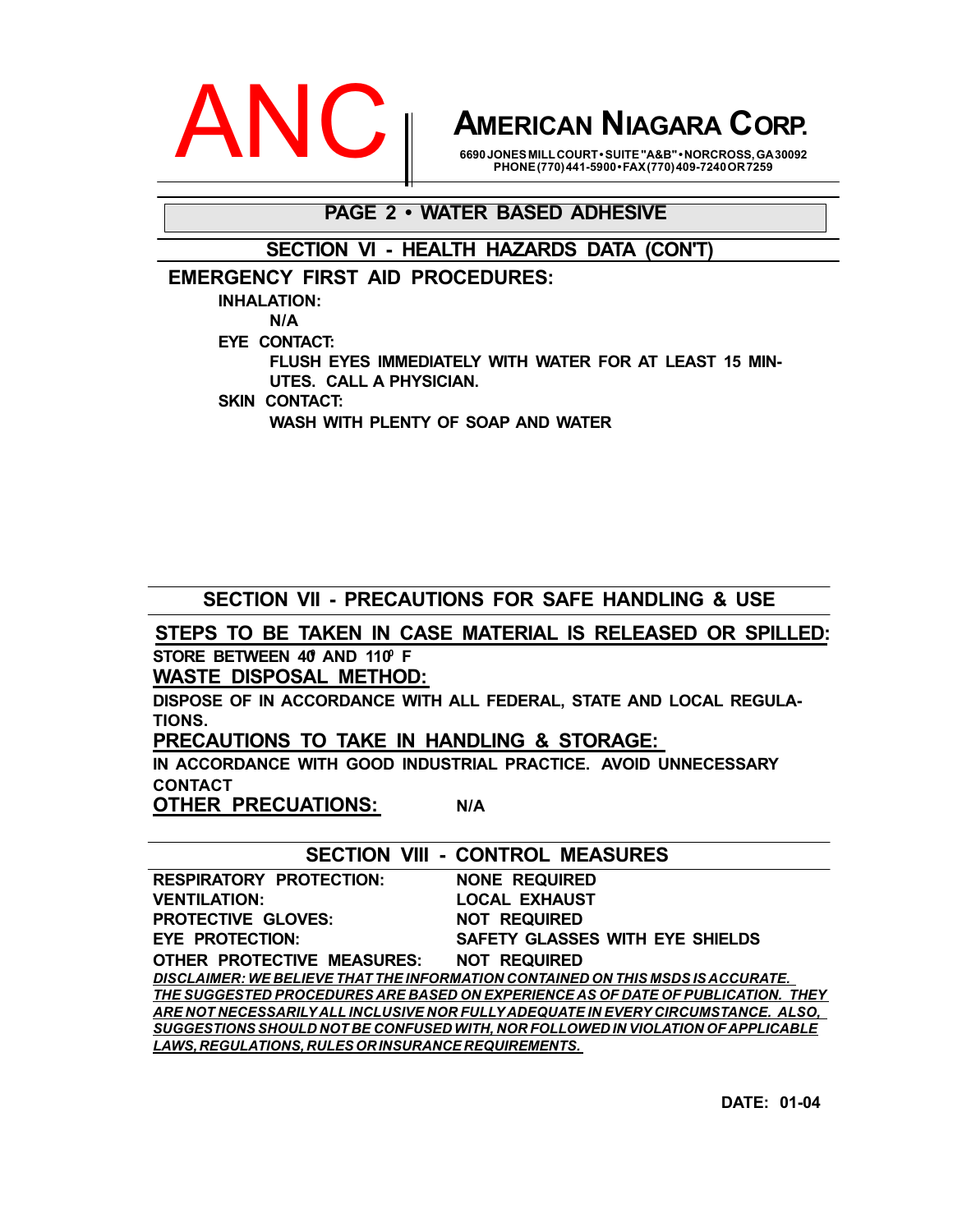# ANC

## AMERICAN NIAGARA CORP.

6690 JONES MILL COURT • SUITE "A&B" • NORCROSS, GA 30092
PHONE (770) 441-5900 • FAX (770) 409-7240 OR 7259

## PAGE 2 • WATER BASED ADHESIVE

## SECTION VI - HEALTH HAZARDS DATA (CON'T)

### EMERGENCY FIRST AID PROCEDURES:

**INHALATION:**

N/A

**EYE CONTACT:**

FLUSH EYES IMMEDIATELY WITH WATER FOR AT LEAST 15 MINUTES. CALL A PHYSICIAN.

**SKIN CONTACT:**

WASH WITH PLENTY OF SOAP AND WATER

## SECTION VII - PRECAUTIONS FOR SAFE HANDLING & USE

**STEPS TO BE TAKEN IN CASE MATERIAL IS RELEASED OR SPILLED:**

STORE BETWEEN 40° AND 110° F

**WASTE DISPOSAL METHOD:**

DISPOSE OF IN ACCORDANCE WITH ALL FEDERAL, STATE AND LOCAL REGULATIONS.

**PRECAUTIONS TO TAKE IN HANDLING & STORAGE:**

IN ACCORDANCE WITH GOOD INDUSTRIAL PRACTICE. AVOID UNNECESSARY CONTACT

**OTHER PRECAUTIONS:** N/A

## SECTION VIII - CONTROL MEASURES

| | |
|---|---|
| RESPIRATORY PROTECTION: | NONE REQUIRED |
| VENTILATION: | LOCAL EXHAUST |
| PROTECTIVE GLOVES: | NOT REQUIRED |
| EYE PROTECTION: | SAFETY GLASSES WITH EYE SHIELDS |
| OTHER PROTECTIVE MEASURES: | NOT REQUIRED |

*DISCLAIMER: WE BELIEVE THAT THE INFORMATION CONTAINED ON THIS MSDS IS ACCURATE. THE SUGGESTED PROCEDURES ARE BASED ON EXPERIENCE AS OF DATE OF PUBLICATION. THEY ARE NOT NECESSARILY ALL INCLUSIVE NOR FULLY ADEQUATE IN EVERY CIRCUMSTANCE. ALSO, SUGGESTIONS SHOULD NOT BE CONFUSED WITH, NOR FOLLOWED IN VIOLATION OF APPLICABLE LAWS, REGULATIONS, RULES OR INSURANCE REQUIREMENTS.*

DATE: 01-04